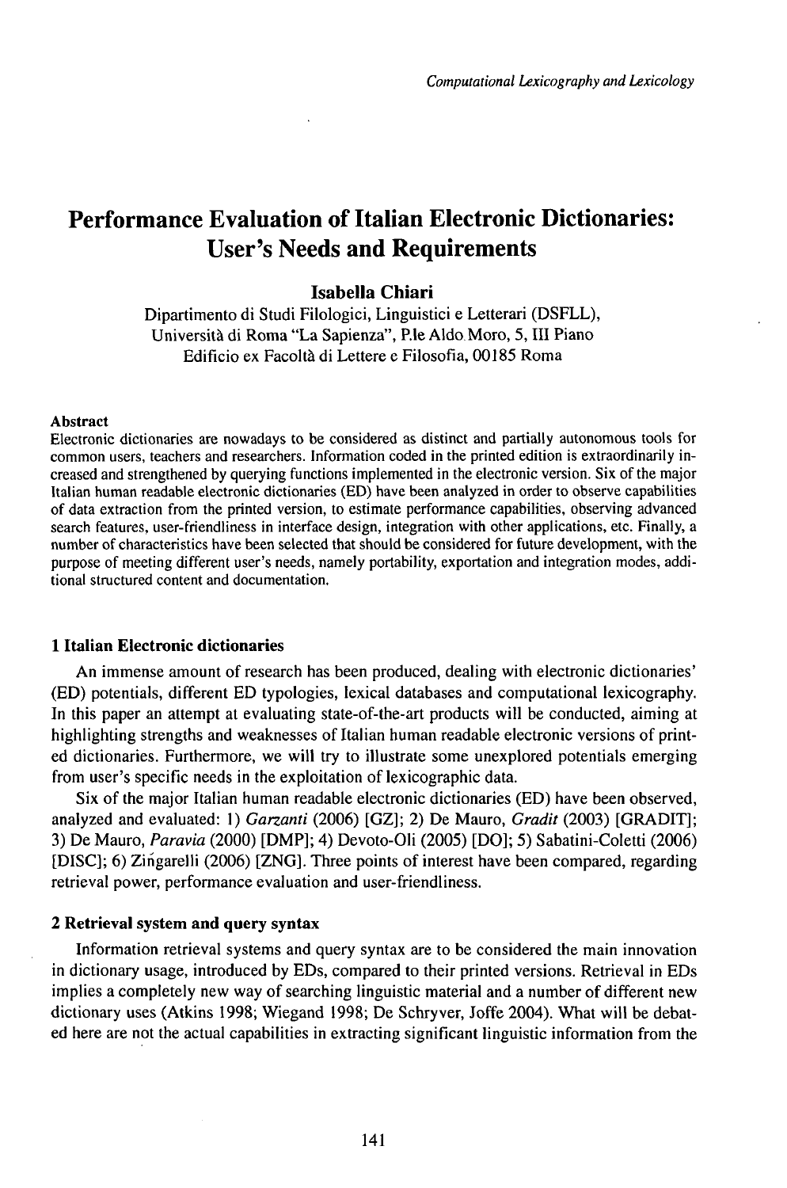# Performance Evaluation of Italian Electronic Dictionaries: User's Needs and Requirements

**Isabella Chiari**

Dipartimento di Studi Filologici, Linguistici e Letterari (DSFLL), Università di Roma "La Sapienza", P.le Aldo Moro, 5, III Piano Edificio ex Facoltà di Lettere e Filosofia, 00185 Roma

**Abstract**

Electronic dictionaries are nowadays to be considered as distinct and partially autonomous tools for common users, teachers and researchers. Information coded in the printed edition is extraordinarily increased and strengthened by querying functions implemented in the electronic version. Six of the major Italian human readable electronic dictionaries (ED) have been analyzed in order to observe capabilities of data extraction from the printed version, to estimate performance capabilities, observing advanced search features, user-friendliness in interface design, integration with other applications, etc. Finally, a number of characteristics have been selected that should be considered for future development, with the purpose of meeting different user's needs, namely portability, exportation and integration modes, additional structured content and documentation.

## 1 Italian Electronic dictionaries

An immense amount of research has been produced, dealing with electronic dictionaries' (ED) potentials, different ED typologies, lexical databases and computational lexicography. In this paper an attempt at evaluating state-of-the-art products will be conducted, aiming at highlighting strengths and weaknesses of Italian human readable electronic versions of printed dictionaries. Furthermore, we will try to illustrate some unexplored potentials emerging from user's specific needs in the exploitation of lexicographic data.

Six of the major Italian human readable electronic dictionaries (ED) have been observed, analyzed and evaluated: 1) *Garzanti* (2006) [GZ]; 2) De Mauro, *Gradit* (2003) [GRADIT]; 3) De Mauro, *Paravia* (2000) [DMP]; 4) Devoto-Oli (2005) [DO]; 5) Sabatini-Coletti (2006) [DISC]; 6) Zingarelli (2006) [ZNG]. Three points of interest have been compared, regarding retrieval power, performance evaluation and user-friendliness.

## 2 Retrieval system and query syntax

Information retrieval systems and query syntax are to be considered the main innovation in dictionary usage, introduced by EDs, compared to their printed versions. Retrieval in EDs implies a completely new way of searching linguistic material and a number of different new dictionary uses (Atkins 1998; Wiegand 1998; De Schryver, Joffe 2004). What will be debated here are not the actual capabilities in extracting significant linguistic information from the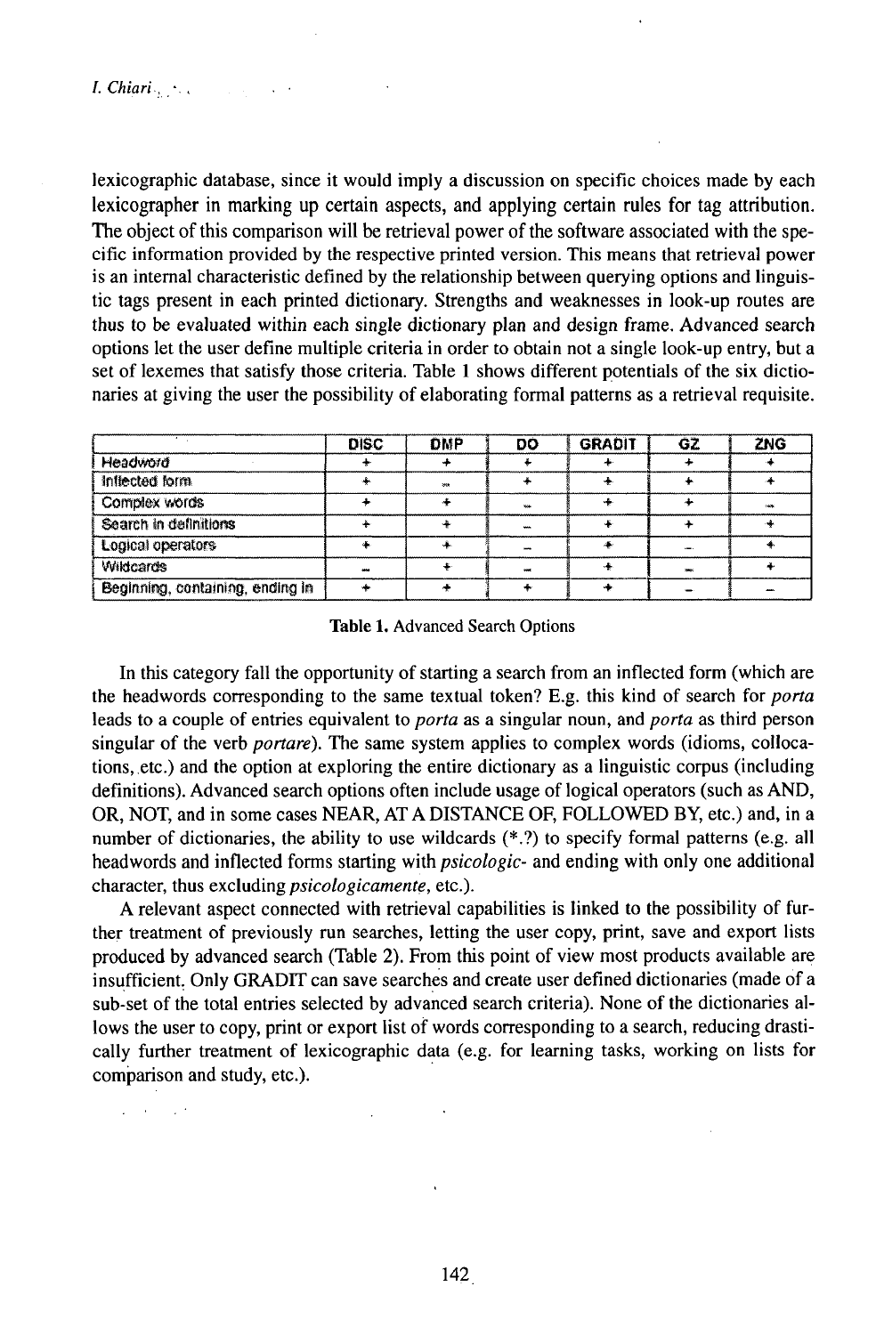lexicographic database, since it would imply a discussion on specific choices made by each lexicographer in marking up certain aspects, and applying certain rules for tag attribution. The object of this comparison will be retrieval power of the software associated with the specific information provided by the respective printed version. This means that retrieval power is an internal characteristic defined by the relationship between querying options and linguistic tags present in each printed dictionary. Strengths and weaknesses in look-up routes are thus to be evaluated within each single dictionary plan and design frame. Advanced search options let the user define multiple criteria in order to obtain not a single look-up entry, but a set of lexemes that satisfy those criteria. Table 1 shows different potentials of the six dictionaries at giving the user the possibility of elaborating formal patterns as a retrieval requisite.

| | DISC | DMP | DO | GRADIT | GZ | ZNG |
|---|---|---|---|---|---|---|
| Headword | + | + | + | + | + | + |
| Inflected form | + | – | + | + | + | + |
| Complex words | + | + | – | + | + | – |
| Search in definitions | + | + | – | + | + | + |
| Logical operators | + | + | – | + | – | + |
| Wildcards | – | + | – | + | – | + |
| Beginning, containing, ending in | + | + | + | + | – | – |

**Table 1.** Advanced Search Options

In this category fall the opportunity of starting a search from an inflected form (which are the headwords corresponding to the same textual token? E.g. this kind of search for *porta* leads to a couple of entries equivalent to *porta* as a singular noun, and *porta* as third person singular of the verb *portare*). The same system applies to complex words (idioms, collocations, etc.) and the option at exploring the entire dictionary as a linguistic corpus (including definitions). Advanced search options often include usage of logical operators (such as AND, OR, NOT, and in some cases NEAR, AT A DISTANCE OF, FOLLOWED BY, etc.) and, in a number of dictionaries, the ability to use wildcards (*.?) to specify formal patterns (e.g. all headwords and inflected forms starting with *psicologic-* and ending with only one additional character, thus excluding *psicologicamente*, etc.).

A relevant aspect connected with retrieval capabilities is linked to the possibility of further treatment of previously run searches, letting the user copy, print, save and export lists produced by advanced search (Table 2). From this point of view most products available are insufficient. Only GRADIT can save searches and create user defined dictionaries (made of a sub-set of the total entries selected by advanced search criteria). None of the dictionaries allows the user to copy, print or export list of words corresponding to a search, reducing drastically further treatment of lexicographic data (e.g. for learning tasks, working on lists for comparison and study, etc.).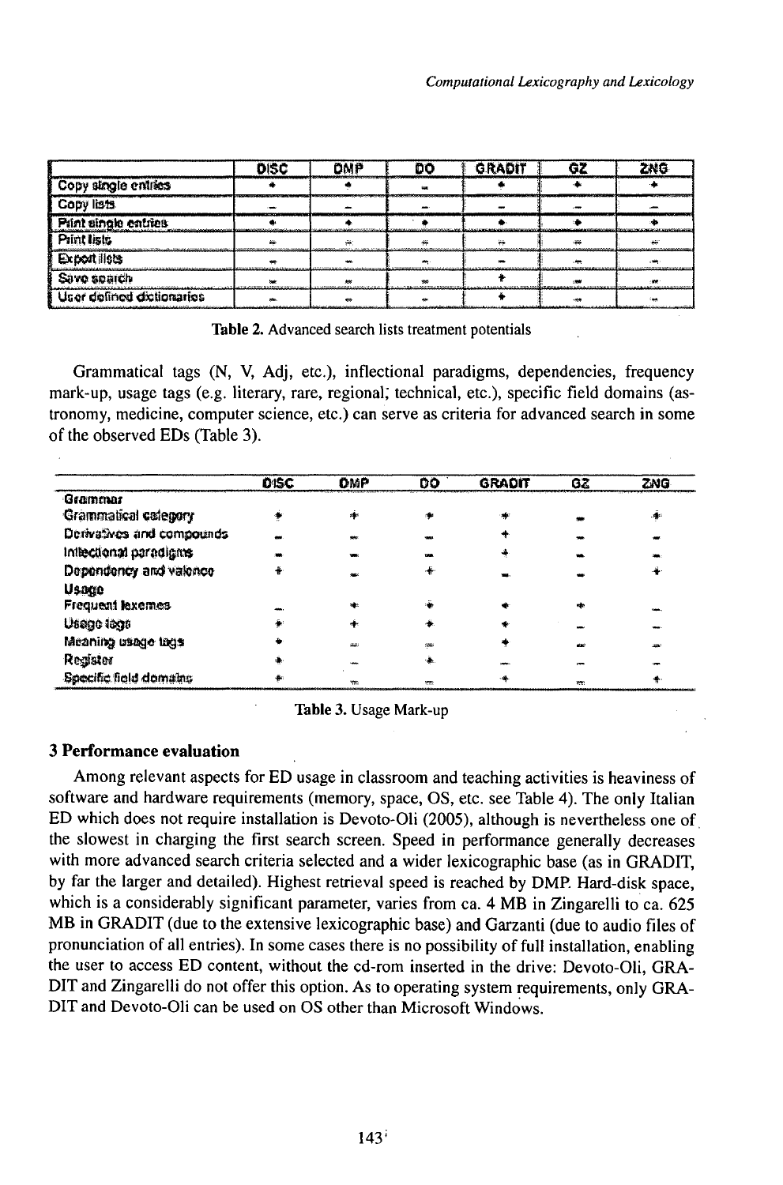| | DISC | DMP | DO | GRADIT | GZ | ZNG |
|---|---|---|---|---|---|---|
| Copy single entries | + | + | - | + | + | + |
| Copy lists | - | - | - | - | - | - |
| Print single entries | + | + | + | + | + | + |
| Print lists | - | - | - | - | - | - |
| Export lists | - | - | - | - | - | - |
| Save search | - | - | - | + | - | - |
| User defined dictionaries | - | - | - | + | - | - |

**Table 2.** Advanced search lists treatment potentials

Grammatical tags (N, V, Adj, etc.), inflectional paradigms, dependencies, frequency mark-up, usage tags (e.g. literary, rare, regional; technical, etc.), specific field domains (astronomy, medicine, computer science, etc.) can serve as criteria for advanced search in some of the observed EDs (Table 3).

| | DISC | DMP | DO | GRADIT | GZ | ZNG |
|---|---|---|---|---|---|---|
| **Grammar** | | | | | | |
| Grammatical category | + | + | + | + | - | + |
| Derivatives and compounds | - | - | - | + | - | - |
| Inflectional paradigms | - | - | - | + | - | - |
| Dependency and valence | + | - | + | - | - | + |
| **Usage** | | | | | | |
| Frequent lexemes | - | + | + | + | + | - |
| Usage tags | + | + | + | + | - | - |
| Meaning usage tags | + | - | - | + | - | - |
| Register | + | - | + | - | - | - |
| Specific field domains | + | - | - | + | - | + |

**Table 3.** Usage Mark-up

### 3 Performance evaluation

Among relevant aspects for ED usage in classroom and teaching activities is heaviness of software and hardware requirements (memory, space, OS, etc. see Table 4). The only Italian ED which does not require installation is Devoto-Oli (2005), although is nevertheless one of the slowest in charging the first search screen. Speed in performance generally decreases with more advanced search criteria selected and a wider lexicographic base (as in GRADIT, by far the larger and detailed). Highest retrieval speed is reached by DMP. Hard-disk space, which is a considerably significant parameter, varies from ca. 4 MB in Zingarelli to ca. 625 MB in GRADIT (due to the extensive lexicographic base) and Garzanti (due to audio files of pronunciation of all entries). In some cases there is no possibility of full installation, enabling the user to access ED content, without the cd-rom inserted in the drive: Devoto-Oli, GRADIT and Zingarelli do not offer this option. As to operating system requirements, only GRADIT and Devoto-Oli can be used on OS other than Microsoft Windows.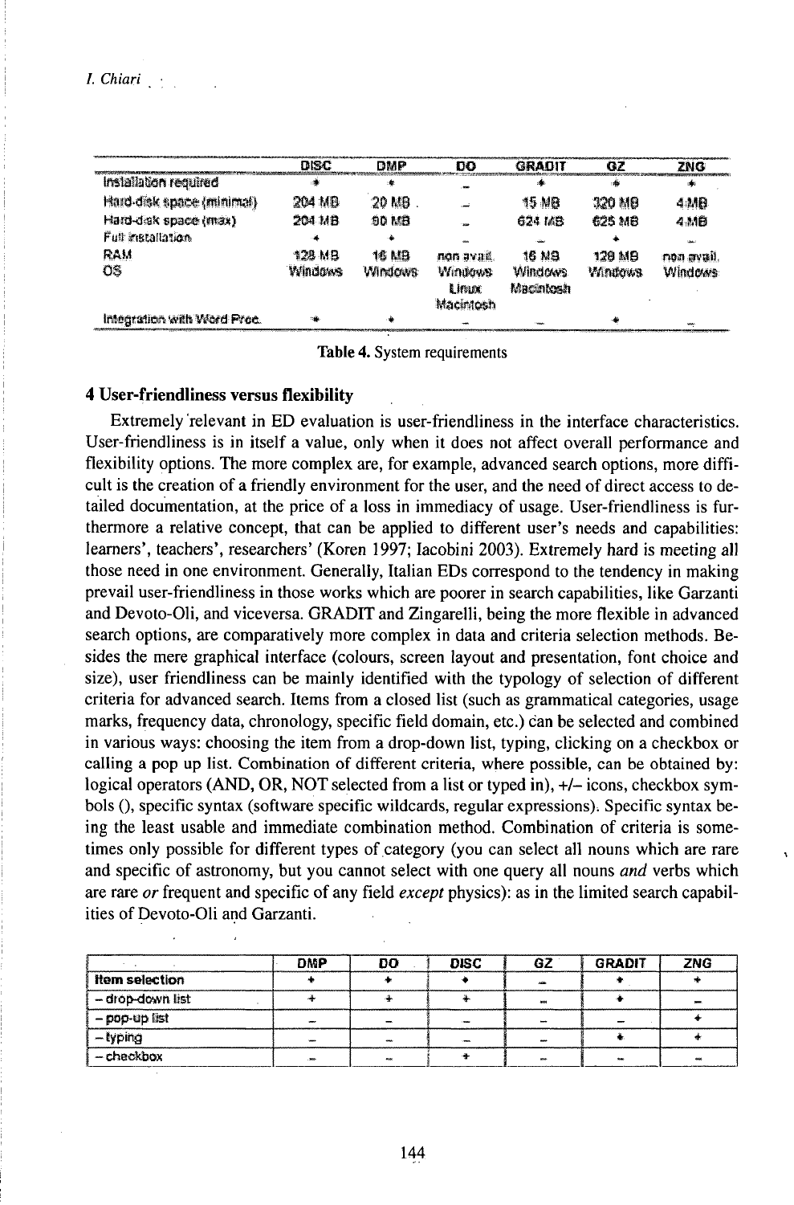| | DISC | DMP | DO | GRADIT | GZ | ZNG |
|---|---|---|---|---|---|---|
| Installation required | + | + | – | + | + | + |
| Hard-disk space (minimal) | 204 MB | 20 MB | – | 15 MB | 320 MB | 4 MB |
| Hard-disk space (max) | 204 MB | 90 MB | – | 624 MB | 625 MB | 4 MB |
| Full installation | + | + | – | – | + | – |
| RAM | 128 MB | 16 MB | non avail. | 16 MB | 128 MB | non avail. |
| OS | Windows | Windows | Windows Linux Macintosh | Windows Macintosh | Windows | Windows |
| Integration with Word Proc. | + | + | – | – | + | – |

Table 4. System requirements

## 4 User-friendliness versus flexibility

Extremely relevant in ED evaluation is user-friendliness in the interface characteristics. User-friendliness is in itself a value, only when it does not affect overall performance and flexibility options. The more complex are, for example, advanced search options, more difficult is the creation of a friendly environment for the user, and the need of direct access to detailed documentation, at the price of a loss in immediacy of usage. User-friendliness is furthermore a relative concept, that can be applied to different user's needs and capabilities: learners', teachers', researchers' (Koren 1997; Iacobini 2003). Extremely hard is meeting all those need in one environment. Generally, Italian EDs correspond to the tendency in making prevail user-friendliness in those works which are poorer in search capabilities, like Garzanti and Devoto-Oli, and viceversa. GRADIT and Zingarelli, being the more flexible in advanced search options, are comparatively more complex in data and criteria selection methods. Besides the mere graphical interface (colours, screen layout and presentation, font choice and size), user friendliness can be mainly identified with the typology of selection of different criteria for advanced search. Items from a closed list (such as grammatical categories, usage marks, frequency data, chronology, specific field domain, etc.) can be selected and combined in various ways: choosing the item from a drop-down list, typing, clicking on a checkbox or calling a pop up list. Combination of different criteria, where possible, can be obtained by: logical operators (AND, OR, NOT selected from a list or typed in), +/– icons, checkbox symbols (), specific syntax (software specific wildcards, regular expressions). Specific syntax being the least usable and immediate combination method. Combination of criteria is sometimes only possible for different types of category (you can select all nouns which are rare and specific of astronomy, but you cannot select with one query all nouns *and* verbs which are rare *or* frequent and specific of any field *except* physics): as in the limited search capabilities of Devoto-Oli and Garzanti.

| | DMP | DO | DISC | GZ | GRADIT | ZNG |
|---|---|---|---|---|---|---|
| **Item selection** | + | + | + | – | + | + |
| – drop-down list | + | + | + | – | + | – |
| – pop-up list | – | – | – | – | – | + |
| – typing | – | – | – | – | + | + |
| – checkbox | – | – | + | – | – | – |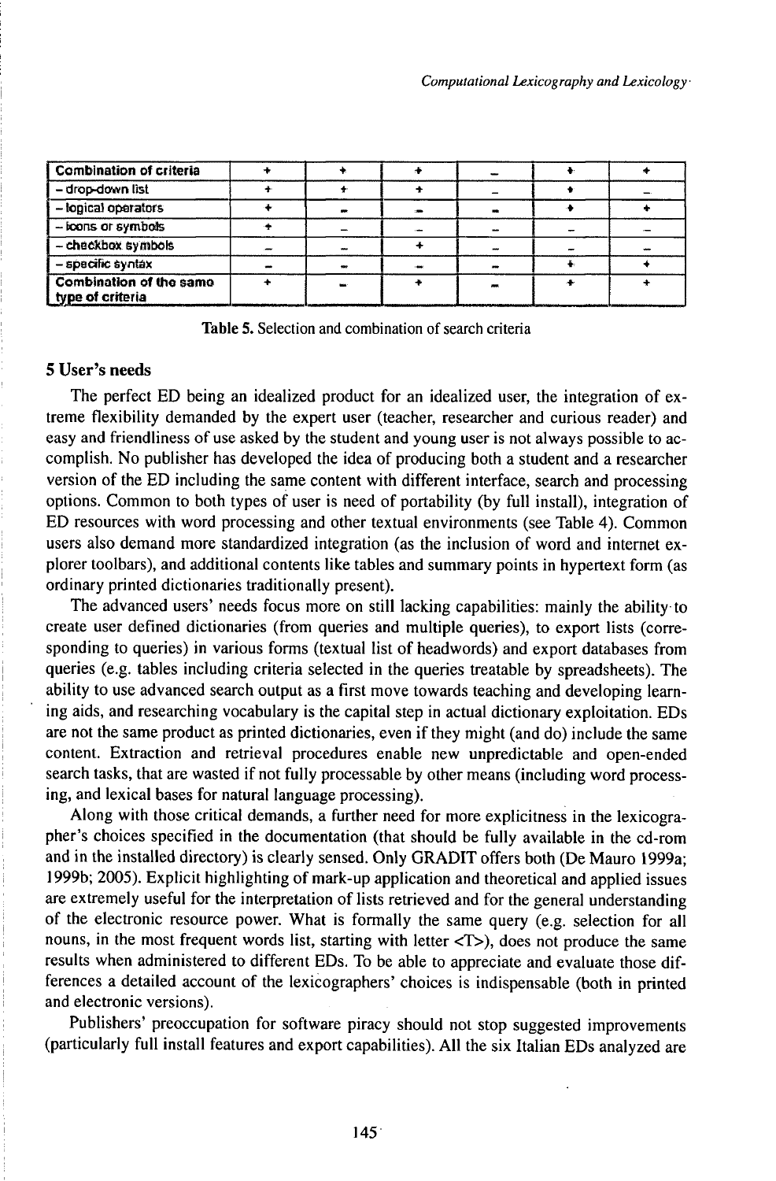| Combination of criteria | + | + | + | – | + | + |
|---|---|---|---|---|---|---|
| – drop-down list | + | + | + | – | + | – |
| – logical operators | + | – | – | – | + | + |
| – icons or symbols | + | – | – | – | – | – |
| – checkbox symbols | – | – | + | – | – | – |
| – specific syntax | – | – | – | – | + | + |
| Combination of the same type of criteria | + | – | + | – | + | + |

**Table 5.** Selection and combination of search criteria

## 5 User's needs

The perfect ED being an idealized product for an idealized user, the integration of extreme flexibility demanded by the expert user (teacher, researcher and curious reader) and easy and friendliness of use asked by the student and young user is not always possible to accomplish. No publisher has developed the idea of producing both a student and a researcher version of the ED including the same content with different interface, search and processing options. Common to both types of user is need of portability (by full install), integration of ED resources with word processing and other textual environments (see Table 4). Common users also demand more standardized integration (as the inclusion of word and internet explorer toolbars), and additional contents like tables and summary points in hypertext form (as ordinary printed dictionaries traditionally present).

The advanced users' needs focus more on still lacking capabilities: mainly the ability to create user defined dictionaries (from queries and multiple queries), to export lists (corresponding to queries) in various forms (textual list of headwords) and export databases from queries (e.g. tables including criteria selected in the queries treatable by spreadsheets). The ability to use advanced search output as a first move towards teaching and developing learning aids, and researching vocabulary is the capital step in actual dictionary exploitation. EDs are not the same product as printed dictionaries, even if they might (and do) include the same content. Extraction and retrieval procedures enable new unpredictable and open-ended search tasks, that are wasted if not fully processable by other means (including word processing, and lexical bases for natural language processing).

Along with those critical demands, a further need for more explicitness in the lexicographer's choices specified in the documentation (that should be fully available in the cd-rom and in the installed directory) is clearly sensed. Only GRADIT offers both (De Mauro 1999a; 1999b; 2005). Explicit highlighting of mark-up application and theoretical and applied issues are extremely useful for the interpretation of lists retrieved and for the general understanding of the electronic resource power. What is formally the same query (e.g. selection for all nouns, in the most frequent words list, starting with letter <T>), does not produce the same results when administered to different EDs. To be able to appreciate and evaluate those differences a detailed account of the lexicographers' choices is indispensable (both in printed and electronic versions).

Publishers' preoccupation for software piracy should not stop suggested improvements (particularly full install features and export capabilities). All the six Italian EDs analyzed are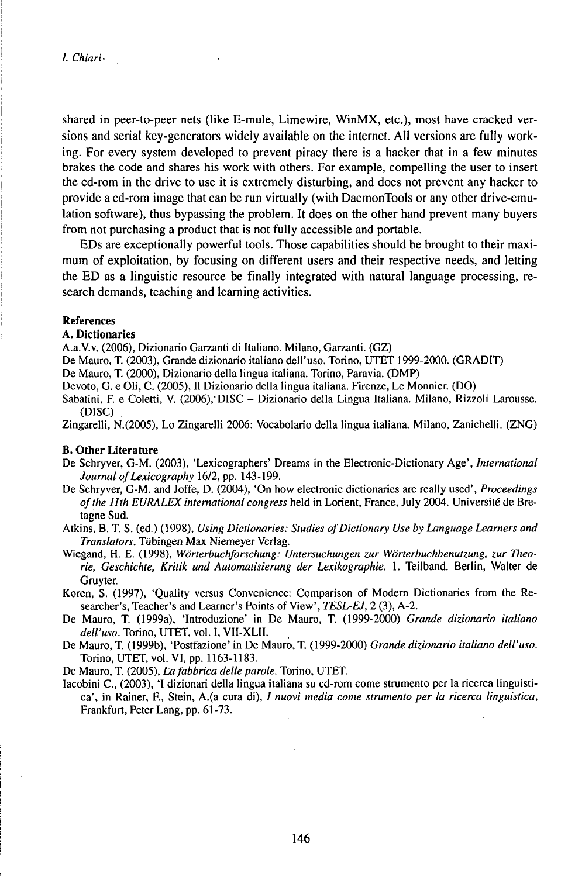shared in peer-to-peer nets (like E-mule, Limewire, WinMX, etc.), most have cracked versions and serial key-generators widely available on the internet. All versions are fully working. For every system developed to prevent piracy there is a hacker that in a few minutes brakes the code and shares his work with others. For example, compelling the user to insert the cd-rom in the drive to use it is extremely disturbing, and does not prevent any hacker to provide a cd-rom image that can be run virtually (with DaemonTools or any other drive-emulation software), thus bypassing the problem. It does on the other hand prevent many buyers from not purchasing a product that is not fully accessible and portable.

EDs are exceptionally powerful tools. Those capabilities should be brought to their maximum of exploitation, by focusing on different users and their respective needs, and letting the ED as a linguistic resource be finally integrated with natural language processing, research demands, teaching and learning activities.

**References**

**A. Dictionaries**

A.a.V.v. (2006), Dizionario Garzanti di Italiano. Milano, Garzanti. (GZ)

De Mauro, T. (2003), Grande dizionario italiano dell'uso. Torino, UTET 1999-2000. (GRADIT)

De Mauro, T. (2000), Dizionario della lingua italiana. Torino, Paravia. (DMP)

Devoto, G. e Oli, C. (2005), Il Dizionario della lingua italiana. Firenze, Le Monnier. (DO)

Sabatini, F. e Coletti, V. (2006), DISC – Dizionario della Lingua Italiana. Milano, Rizzoli Larousse. (DISC)

Zingarelli, N.(2005), Lo Zingarelli 2006: Vocabolario della lingua italiana. Milano, Zanichelli. (ZNG)

**B. Other Literature**

De Schryver, G-M. (2003), 'Lexicographers' Dreams in the Electronic-Dictionary Age', *International Journal of Lexicography* 16/2, pp. 143-199.

De Schryver, G-M. and Joffe, D. (2004), 'On how electronic dictionaries are really used', *Proceedings of the 11th EURALEX international congress* held in Lorient, France, July 2004. Université de Bretagne Sud.

Atkins, B. T. S. (ed.) (1998), *Using Dictionaries: Studies of Dictionary Use by Language Learners and Translators*, Tübingen Max Niemeyer Verlag.

Wiegand, H. E. (1998), *Wörterbuchforschung: Untersuchungen zur Wörterbuchbenutzung, zur Theorie, Geschichte, Kritik und Automatisierung der Lexikographie.* 1. Teilband. Berlin, Walter de Gruyter.

Koren, S. (1997), 'Quality versus Convenience: Comparison of Modern Dictionaries from the Researcher's, Teacher's and Learner's Points of View', *TESL-EJ*, 2 (3), A-2.

De Mauro, T. (1999a), 'Introduzione' in De Mauro, T. (1999-2000) *Grande dizionario italiano dell'uso*. Torino, UTET, vol. I, VII-XLII.

De Mauro, T. (1999b), 'Postfazione' in De Mauro, T. (1999-2000) *Grande dizionario italiano dell'uso.* Torino, UTET, vol. VI, pp. 1163-1183.

De Mauro, T. (2005), *La fabbrica delle parole.* Torino, UTET.

Iacobini C., (2003), 'I dizionari della lingua italiana su cd-rom come strumento per la ricerca linguistica', in Rainer, F., Stein, A.(a cura di), *I nuovi media come strumento per la ricerca linguistica*, Frankfurt, Peter Lang, pp. 61-73.